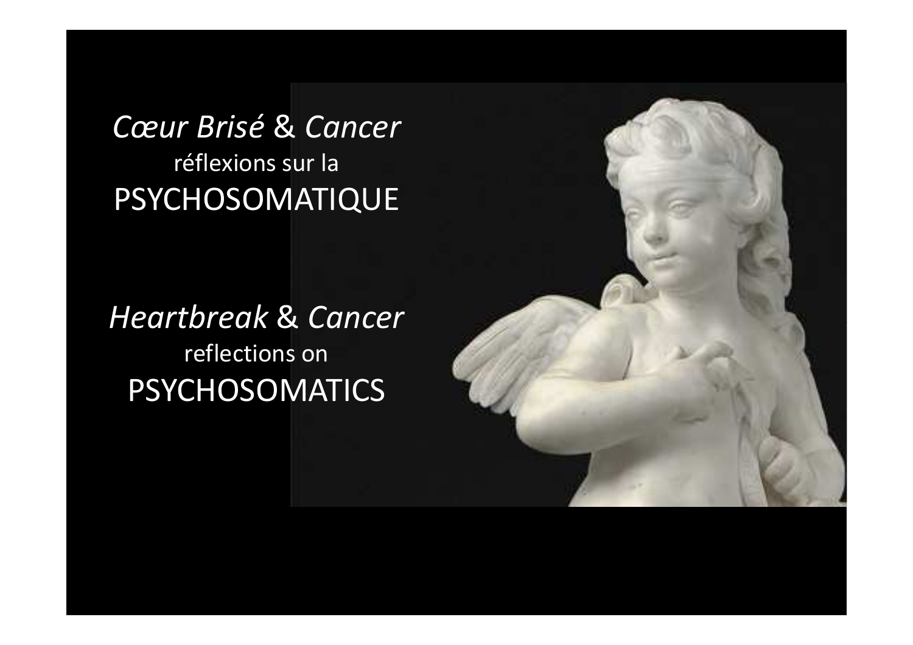*Cœur Brisé* & *Cancer*
réflexions sur la
PSYCHOSOMATIQUE

*Heartbreak* & *Cancer*
reflections on
PSYCHOSOMATICS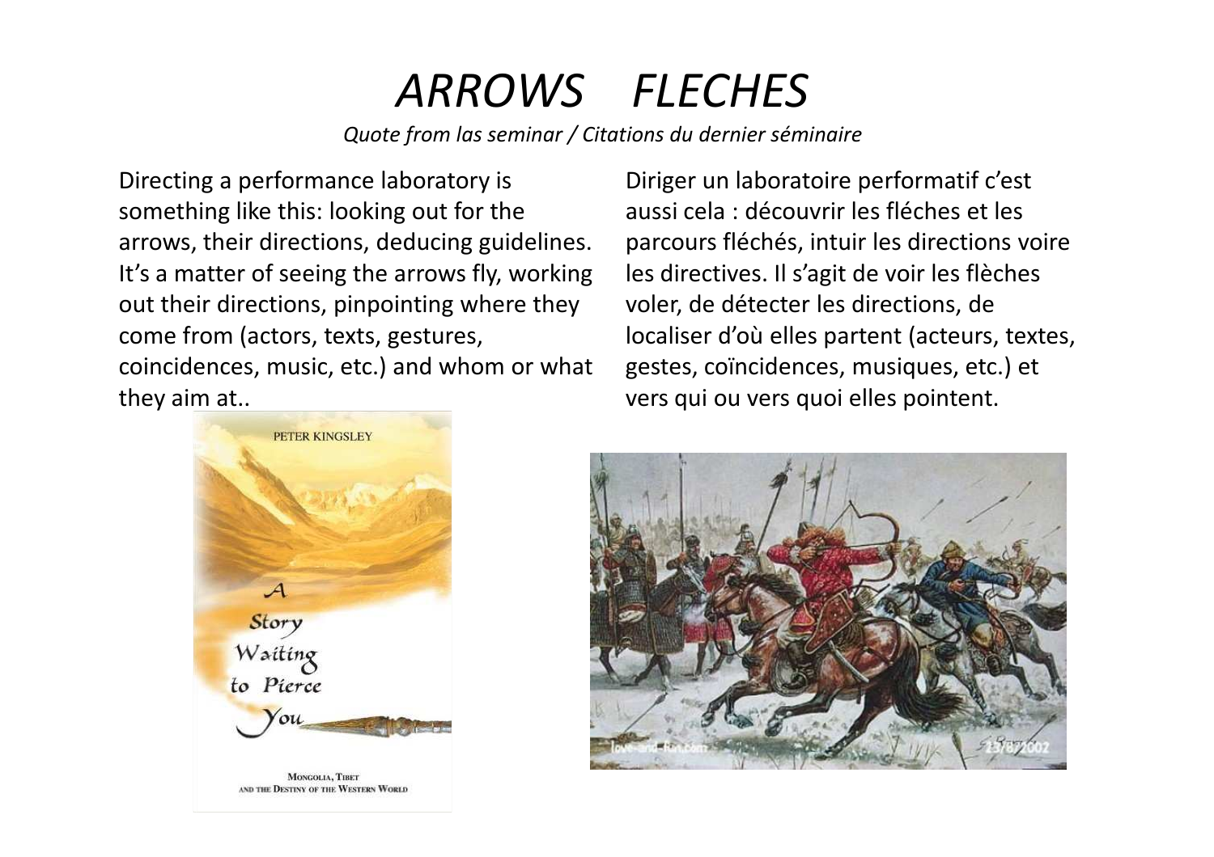# *ARROWS FLECHES*

*Quote from las seminar / Citations du dernier séminaire*

Directing a performance laboratory is something like this: looking out for the arrows, their directions, deducing guidelines. It's a matter of seeing the arrows fly, working out their directions, pinpointing where they come from (actors, texts, gestures, coincidences, music, etc.) and whom or what they aim at..

Diriger un laboratoire performatif c'est aussi cela : découvrir les fléches et les parcours fléchés, intuir les directions voire les directives. Il s'agit de voir les flèches voler, de détecter les directions, de localiser d'où elles partent (acteurs, textes, gestes, coïncidences, musiques, etc.) et vers qui ou vers quoi elles pointent.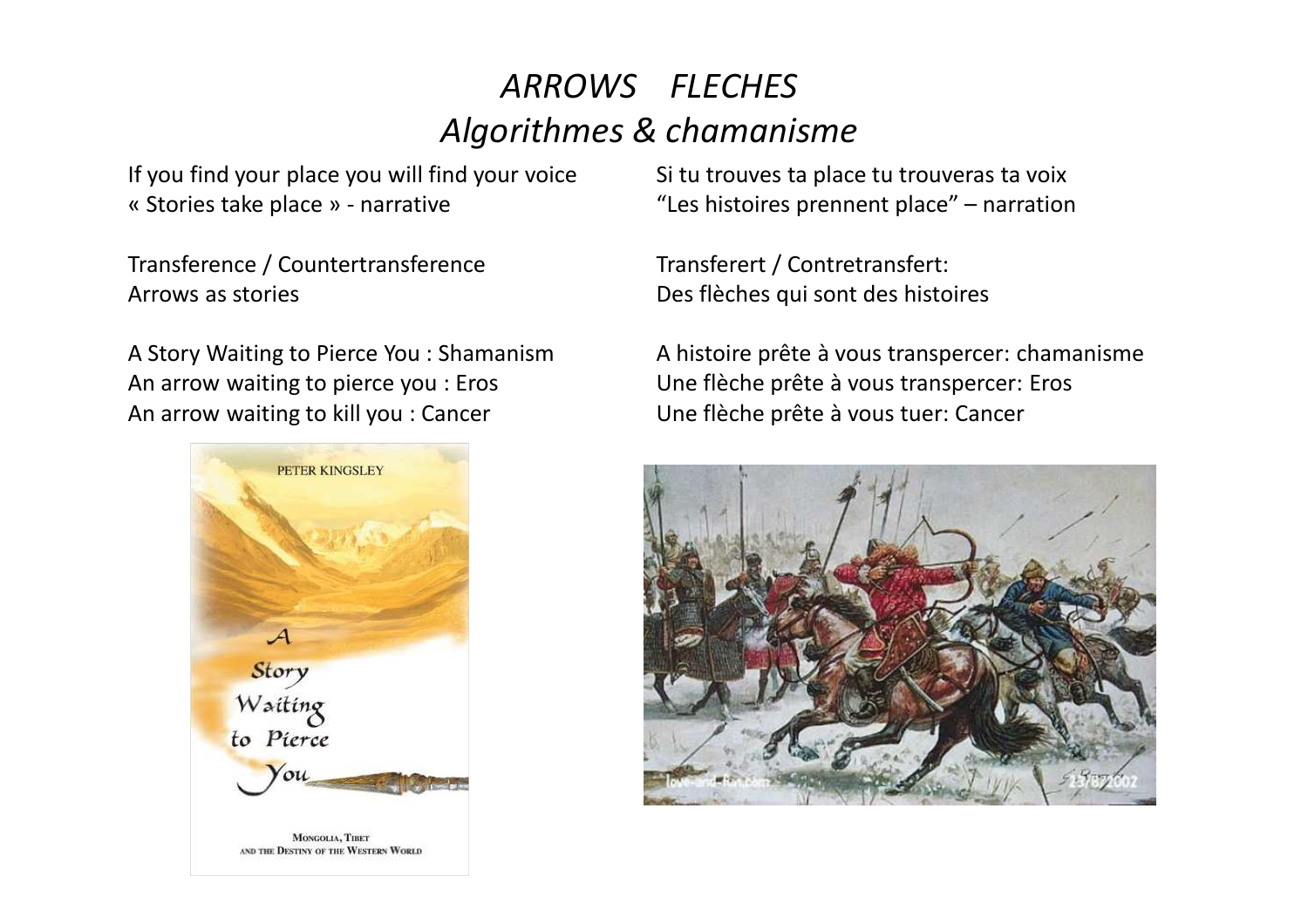# *ARROWS FLECHES*
## *Algorithmes & chamanisme*

If you find your place you will find your voice
« Stories take place » - narrative

Transference / Countertransference
Arrows as stories

A Story Waiting to Pierce You : Shamanism
An arrow waiting to pierce you : Eros
An arrow waiting to kill you : Cancer

Si tu trouves ta place tu trouveras ta voix
"Les histoires prennent place" – narration

Transferert / Contretransfert:
Des flèches qui sont des histoires

A histoire prête à vous transpercer: chamanisme
Une flèche prête à vous transpercer: Eros
Une flèche prête à vous tuer: Cancer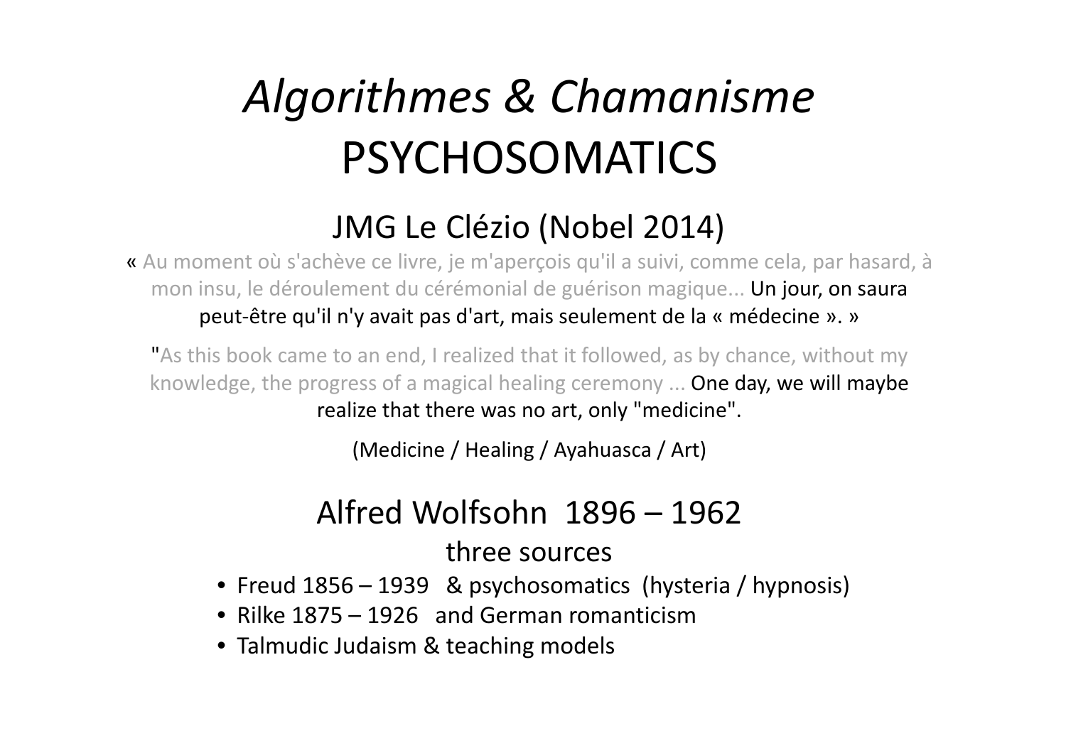# *Algorithmes & Chamanisme*
# PSYCHOSOMATICS

## JMG Le Clézio (Nobel 2014)

« Au moment où s'achève ce livre, je m'aperçois qu'il a suivi, comme cela, par hasard, à mon insu, le déroulement du cérémonial de guérison magique... Un jour, on saura peut-être qu'il n'y avait pas d'art, mais seulement de la « médecine ». »

"As this book came to an end, I realized that it followed, as by chance, without my knowledge, the progress of a magical healing ceremony ... One day, we will maybe realize that there was no art, only "medicine".

(Medicine / Healing / Ayahuasca / Art)

## Alfred Wolfsohn 1896 – 1962

### three sources

- Freud 1856 – 1939 & psychosomatics (hysteria / hypnosis)
- Rilke 1875 – 1926 and German romanticism
- Talmudic Judaism & teaching models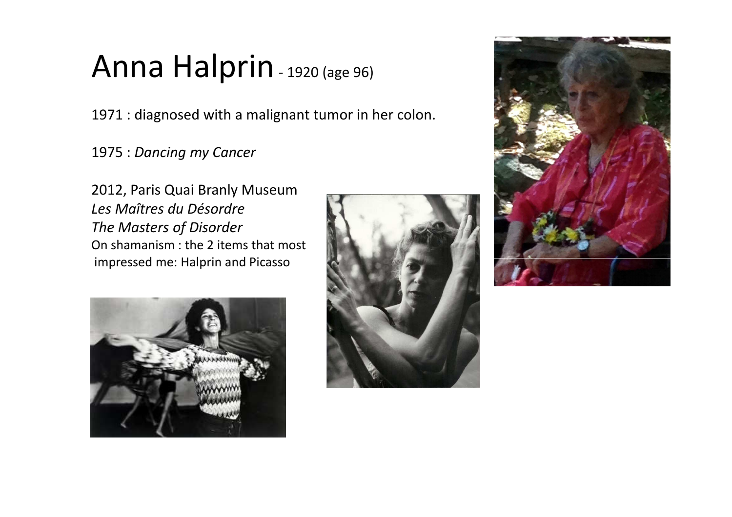# Anna Halprin - 1920 (age 96)

1971 : diagnosed with a malignant tumor in her colon.

1975 : *Dancing my Cancer*

2012, Paris Quai Branly Museum
*Les Maîtres du Désordre*
*The Masters of Disorder*
On shamanism : the 2 items that most impressed me: Halprin and Picasso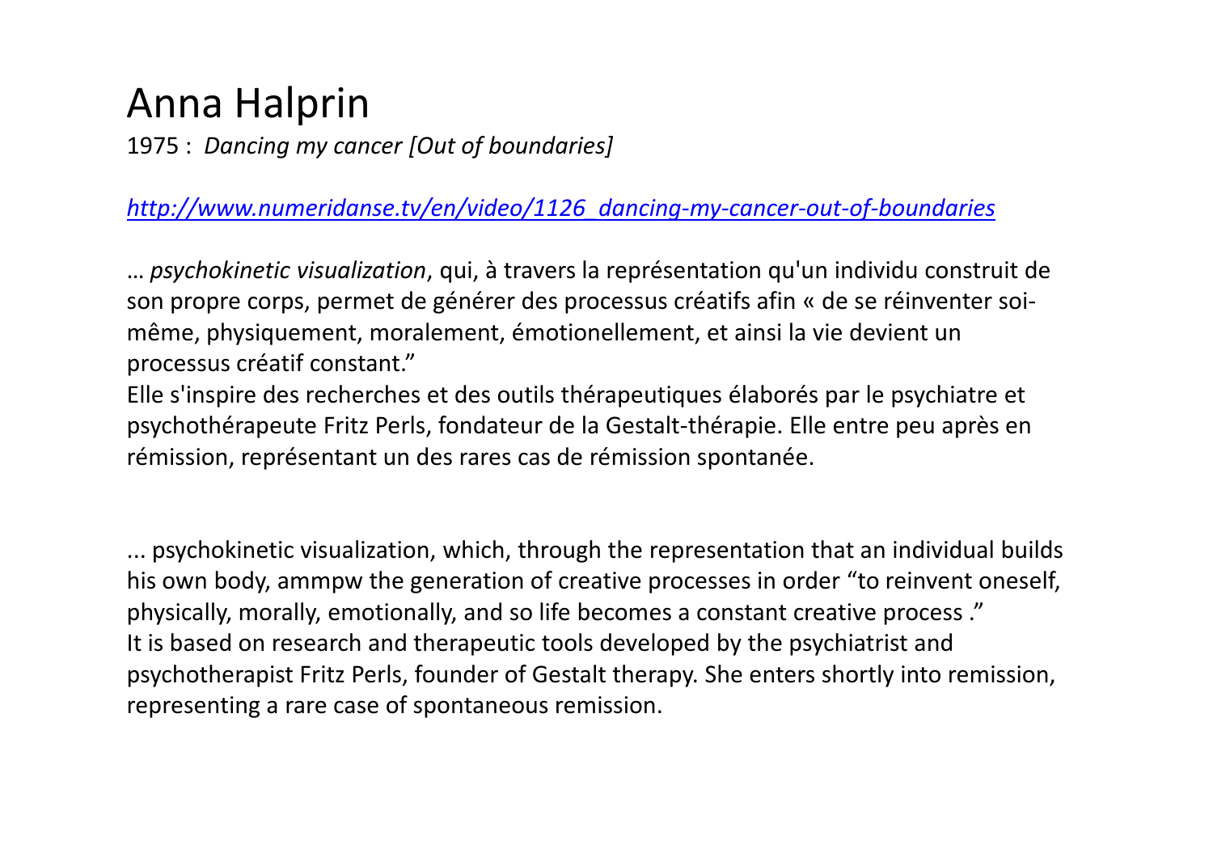# Anna Halprin

1975 : *Dancing my cancer [Out of boundaries]*

*http://www.numeridanse.tv/en/video/1126_dancing-my-cancer-out-of-boundaries*

… *psychokinetic visualization*, qui, à travers la représentation qu'un individu construit de son propre corps, permet de générer des processus créatifs afin « de se réinventer soi-même, physiquement, moralement, émotionellement, et ainsi la vie devient un processus créatif constant."
Elle s'inspire des recherches et des outils thérapeutiques élaborés par le psychiatre et psychothérapeute Fritz Perls, fondateur de la Gestalt-thérapie. Elle entre peu après en rémission, représentant un des rares cas de rémission spontanée.

... psychokinetic visualization, which, through the representation that an individual builds his own body, ammpw the generation of creative processes in order "to reinvent oneself, physically, morally, emotionally, and so life becomes a constant creative process ."
It is based on research and therapeutic tools developed by the psychiatrist and psychotherapist Fritz Perls, founder of Gestalt therapy. She enters shortly into remission, representing a rare case of spontaneous remission.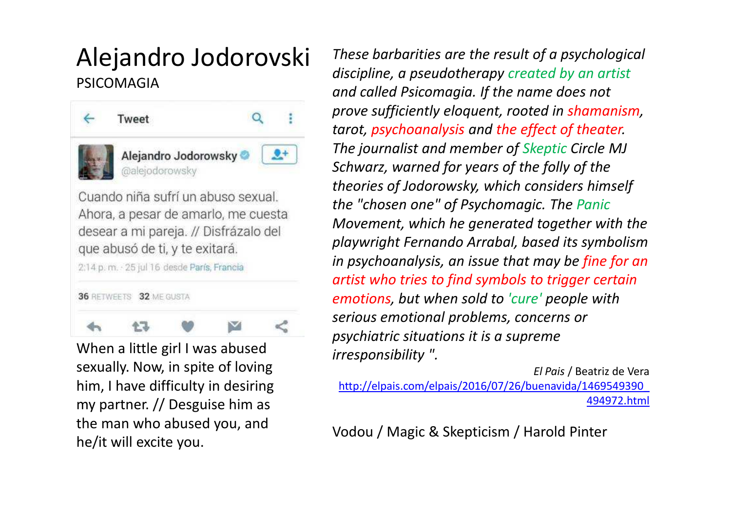# Alejandro Jodorovski

PSICOMAGIA

Tweet

**Alejandro Jodorowsky**
@alejodorowsky

Cuando niña sufrí un abuso sexual. Ahora, a pesar de amarlo, me cuesta desear a mi pareja. // Disfrázalo del que abusó de ti, y te exitará.

2:14 p. m. · 25 jul 16 desde París, Francia

**36** RETWEETS **32** ME GUSTA

When a little girl I was abused sexually. Now, in spite of loving him, I have difficulty in desiring my partner. // Desguise him as the man who abused you, and he/it will excite you.

*These barbarities are the result of a psychological discipline, a pseudotherapy created by an artist and called Psicomagia. If the name does not prove sufficiently eloquent, rooted in shamanism, tarot, psychoanalysis and the effect of theater. The journalist and member of Skeptic Circle MJ Schwarz, warned for years of the folly of the theories of Jodorowsky, which considers himself the "chosen one" of Psychomagic. The Panic Movement, which he generated together with the playwright Fernando Arrabal, based its symbolism in psychoanalysis, an issue that may be fine for an artist who tries to find symbols to trigger certain emotions, but when sold to 'cure' people with serious emotional problems, concerns or psychiatric situations it is a supreme irresponsibility ".*

*El Pais* / Beatriz de Vera

http://elpais.com/elpais/2016/07/26/buenavida/1469549390_494972.html

Vodou / Magic & Skepticism / Harold Pinter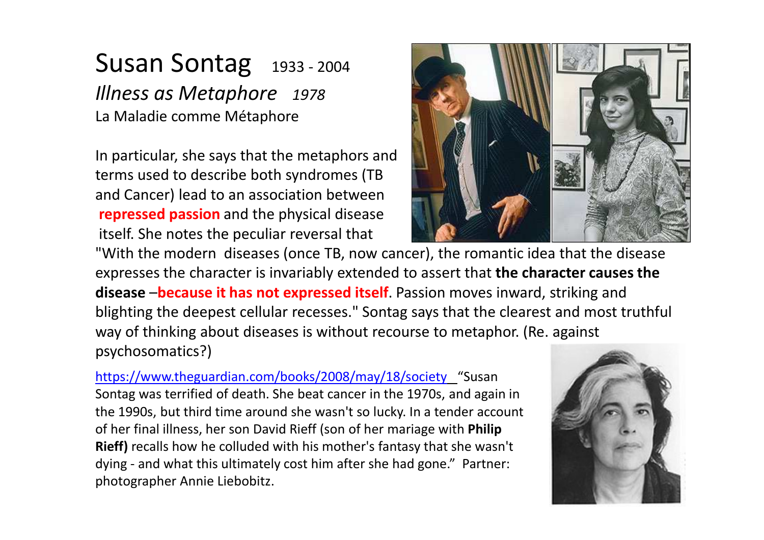# Susan Sontag 1933 - 2004

## *Illness as Metaphore* *1978*

La Maladie comme Métaphore

In particular, she says that the metaphors and terms used to describe both syndromes (TB and Cancer) lead to an association between **repressed passion** and the physical disease itself. She notes the peculiar reversal that "With the modern diseases (once TB, now cancer), the romantic idea that the disease expresses the character is invariably extended to assert that **the character causes the disease** –**because it has not expressed itself**. Passion moves inward, striking and blighting the deepest cellular recesses." Sontag says that the clearest and most truthful way of thinking about diseases is without recourse to metaphor. (Re. against psychosomatics?)

https://www.theguardian.com/books/2008/may/18/society "Susan Sontag was terrified of death. She beat cancer in the 1970s, and again in the 1990s, but third time around she wasn't so lucky. In a tender account of her final illness, her son David Rieff (son of her mariage with **Philip Rieff)** recalls how he colluded with his mother's fantasy that she wasn't dying - and what this ultimately cost him after she had gone." Partner: photographer Annie Liebobitz.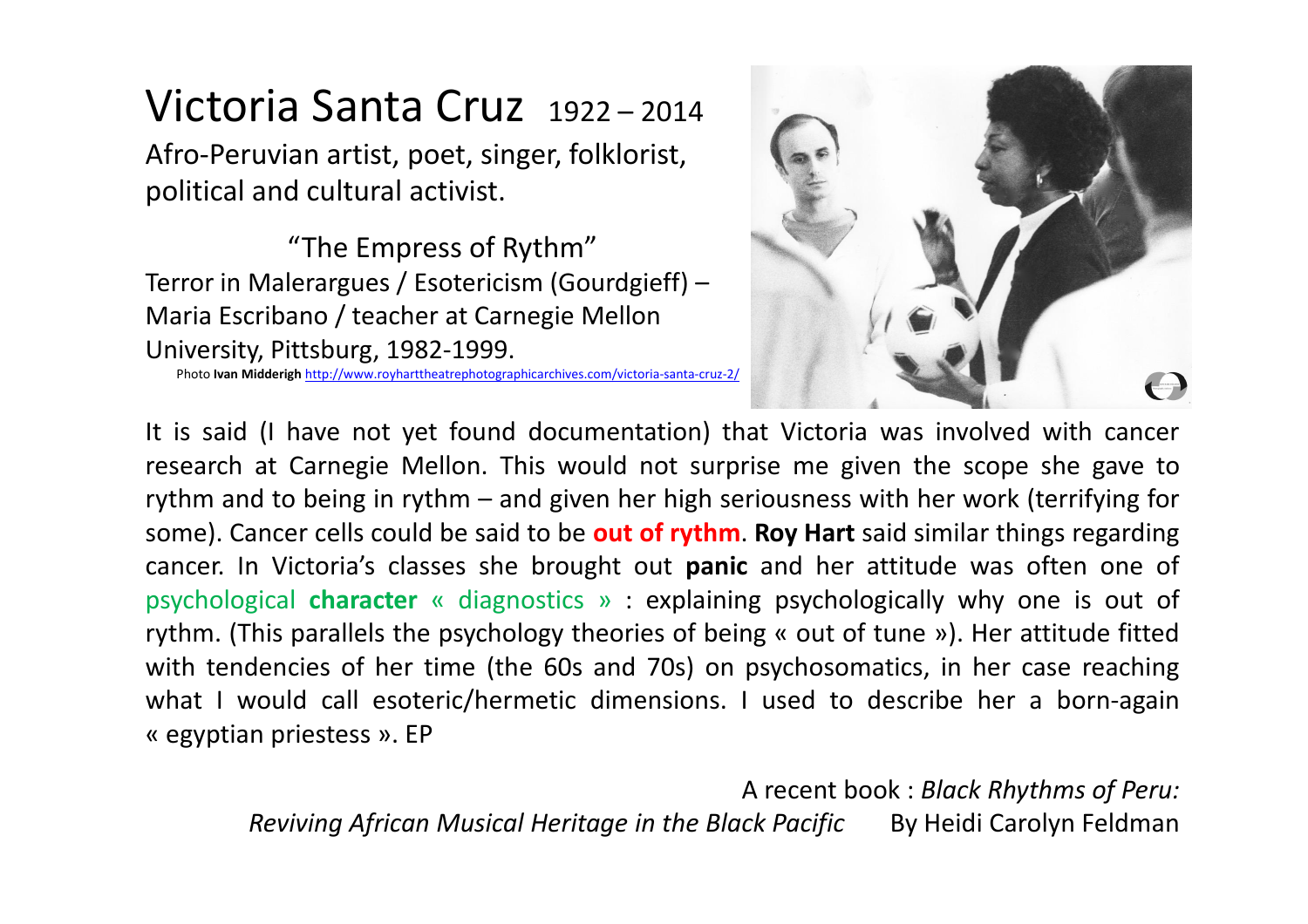# Victoria Santa Cruz 1922 – 2014

Afro-Peruvian artist, poet, singer, folklorist, political and cultural activist.

"The Empress of Rythm"

Terror in Malerargues / Esotericism (Gourdgieff) – Maria Escribano / teacher at Carnegie Mellon University, Pittsburg, 1982-1999.

Photo **Ivan Midderigh** http://www.royharttheatrephotographicarchives.com/victoria-santa-cruz-2/

It is said (I have not yet found documentation) that Victoria was involved with cancer research at Carnegie Mellon. This would not surprise me given the scope she gave to rythm and to being in rythm – and given her high seriousness with her work (terrifying for some). Cancer cells could be said to be **out of rythm**. **Roy Hart** said similar things regarding cancer. In Victoria's classes she brought out **panic** and her attitude was often one of psychological **character** « diagnostics » : explaining psychologically why one is out of rythm. (This parallels the psychology theories of being « out of tune »). Her attitude fitted with tendencies of her time (the 60s and 70s) on psychosomatics, in her case reaching what I would call esoteric/hermetic dimensions. I used to describe her a born-again « egyptian priestess ». EP

A recent book : *Black Rhythms of Peru: Reviving African Musical Heritage in the Black Pacific* By Heidi Carolyn Feldman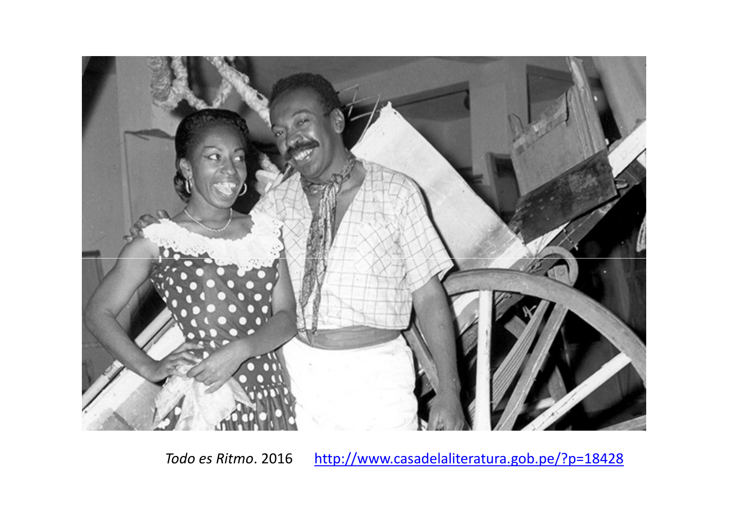*Todo es Ritmo*. 2016 http://www.casadelaliteratura.gob.pe/?p=18428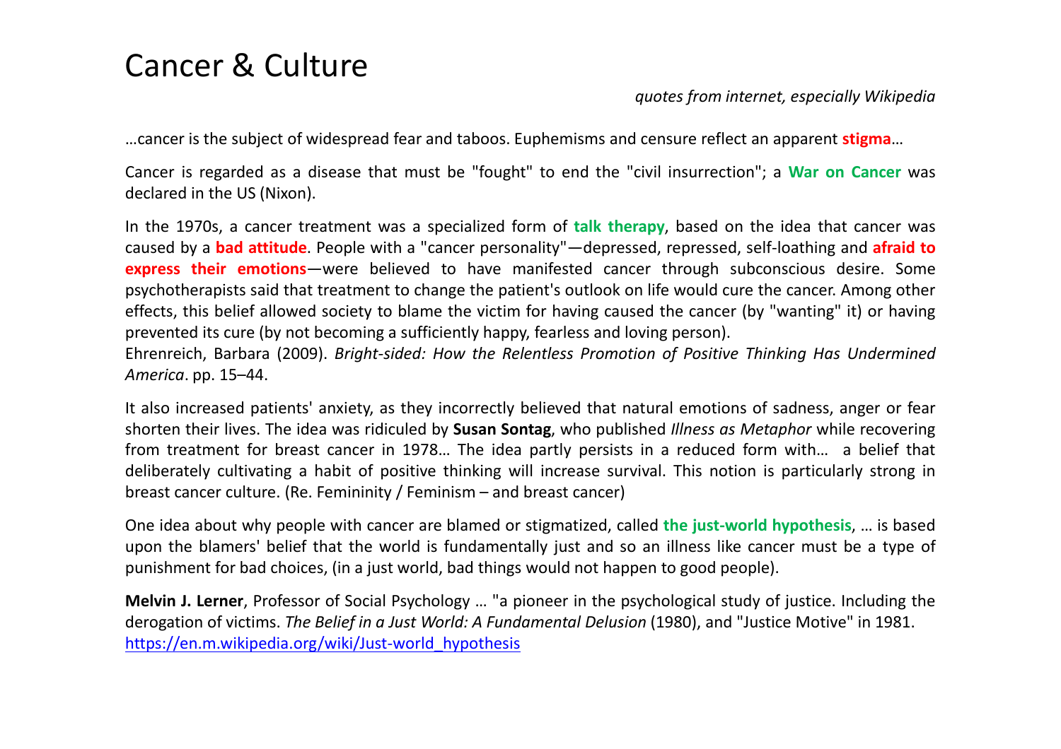# Cancer & Culture

*quotes from internet, especially Wikipedia*

…cancer is the subject of widespread fear and taboos. Euphemisms and censure reflect an apparent **stigma**…

Cancer is regarded as a disease that must be "fought" to end the "civil insurrection"; a **War on Cancer** was declared in the US (Nixon).

In the 1970s, a cancer treatment was a specialized form of **talk therapy**, based on the idea that cancer was caused by a **bad attitude**. People with a "cancer personality"—depressed, repressed, self-loathing and **afraid to express their emotions**—were believed to have manifested cancer through subconscious desire. Some psychotherapists said that treatment to change the patient's outlook on life would cure the cancer. Among other effects, this belief allowed society to blame the victim for having caused the cancer (by "wanting" it) or having prevented its cure (by not becoming a sufficiently happy, fearless and loving person).
Ehrenreich, Barbara (2009). *Bright-sided: How the Relentless Promotion of Positive Thinking Has Undermined America*. pp. 15–44.

It also increased patients' anxiety, as they incorrectly believed that natural emotions of sadness, anger or fear shorten their lives. The idea was ridiculed by **Susan Sontag**, who published *Illness as Metaphor* while recovering from treatment for breast cancer in 1978… The idea partly persists in a reduced form with… a belief that deliberately cultivating a habit of positive thinking will increase survival. This notion is particularly strong in breast cancer culture. (Re. Femininity / Feminism – and breast cancer)

One idea about why people with cancer are blamed or stigmatized, called **the just-world hypothesis**, … is based upon the blamers' belief that the world is fundamentally just and so an illness like cancer must be a type of punishment for bad choices, (in a just world, bad things would not happen to good people).

**Melvin J. Lerner**, Professor of Social Psychology … "a pioneer in the psychological study of justice. Including the derogation of victims. *The Belief in a Just World: A Fundamental Delusion* (1980), and "Justice Motive" in 1981.
https://en.m.wikipedia.org/wiki/Just-world_hypothesis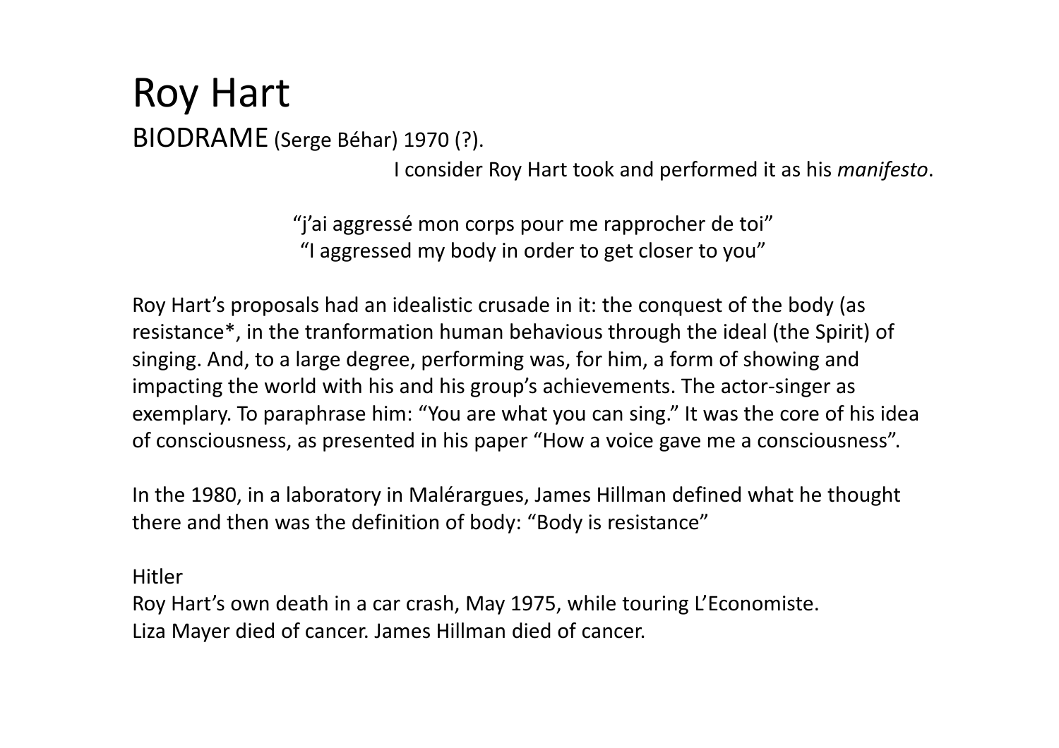# Roy Hart

BIODRAME (Serge Béhar) 1970 (?).

I consider Roy Hart took and performed it as his *manifesto*.

"j'ai aggressé mon corps pour me rapprocher de toi"
"I aggressed my body in order to get closer to you"

Roy Hart's proposals had an idealistic crusade in it: the conquest of the body (as resistance*, in the tranformation human behavious through the ideal (the Spirit) of singing. And, to a large degree, performing was, for him, a form of showing and impacting the world with his and his group's achievements. The actor-singer as exemplary. To paraphrase him: "You are what you can sing." It was the core of his idea of consciousness, as presented in his paper "How a voice gave me a consciousness".

In the 1980, in a laboratory in Malérargues, James Hillman defined what he thought there and then was the definition of body: "Body is resistance"

Hitler
Roy Hart's own death in a car crash, May 1975, while touring L'Economiste.
Liza Mayer died of cancer. James Hillman died of cancer.